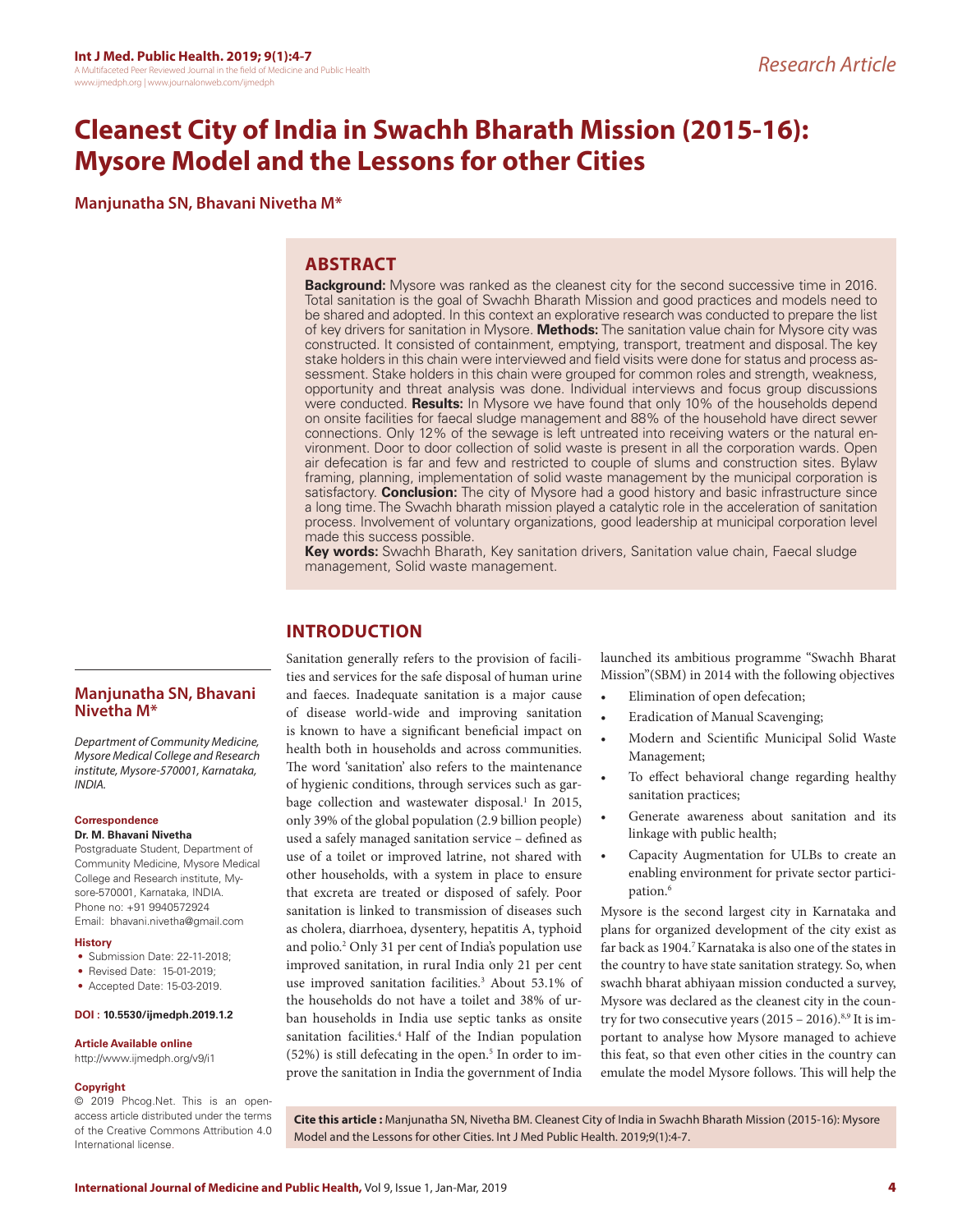# Cleanest City of India in Swachh Bharath Mission (2015-16): Mysore Model and the Lessons for other Cities

**Manjunatha SN, Bhavani Nivetha M***

## ABSTRACT

**Background:** Mysore was ranked as the cleanest city for the second successive time in 2016. Total sanitation is the goal of Swachh Bharath Mission and good practices and models need to be shared and adopted. In this context an explorative research was conducted to prepare the list of key drivers for sanitation in Mysore. **Methods:** The sanitation value chain for Mysore city was constructed. It consisted of containment, emptying, transport, treatment and disposal. The key stake holders in this chain were interviewed and field visits were done for status and process assessment. Stake holders in this chain were grouped for common roles and strength, weakness, opportunity and threat analysis was done. Individual interviews and focus group discussions were conducted. **Results:** In Mysore we have found that only 10% of the households depend on onsite facilities for faecal sludge management and 88% of the household have direct sewer connections. Only 12% of the sewage is left untreated into receiving waters or the natural environment. Door to door collection of solid waste is present in all the corporation wards. Open air defecation is far and few and restricted to couple of slums and construction sites. Bylaw framing, planning, implementation of solid waste management by the municipal corporation is satisfactory. **Conclusion:** The city of Mysore had a good history and basic infrastructure since a long time. The Swachh bharath mission played a catalytic role in the acceleration of sanitation process. Involvement of voluntary organizations, good leadership at municipal corporation level made this success possible.

**Key words:** Swachh Bharath, Key sanitation drivers, Sanitation value chain, Faecal sludge management, Solid waste management.

**Manjunatha SN, Bhavani Nivetha M***

*Department of Community Medicine, Mysore Medical College and Research institute, Mysore-570001, Karnataka, INDIA.*

**Correspondence**

**Dr. M. Bhavani Nivetha**

Postgraduate Student, Department of Community Medicine, Mysore Medical College and Research institute, Mysore-570001, Karnataka, INDIA.

Phone no: +91 9940572924

Email: bhavani.nivetha@gmail.com

**History**

- Submission Date: 22-11-2018;
- Revised Date: 15-01-2019;
- Accepted Date: 15-03-2019.

**DOI : 10.5530/ijmedph.2019.1.2**

**Article Available online**

http://www.ijmedph.org/v9/i1

**Copyright**

© 2019 Phcog.Net. This is an open-access article distributed under the terms of the Creative Commons Attribution 4.0 International license.

## INTRODUCTION

Sanitation generally refers to the provision of facilities and services for the safe disposal of human urine and faeces. Inadequate sanitation is a major cause of disease world-wide and improving sanitation is known to have a significant beneficial impact on health both in households and across communities. The word 'sanitation' also refers to the maintenance of hygienic conditions, through services such as garbage collection and wastewater disposal.[1] In 2015, only 39% of the global population (2.9 billion people) used a safely managed sanitation service – defined as use of a toilet or improved latrine, not shared with other households, with a system in place to ensure that excreta are treated or disposed of safely. Poor sanitation is linked to transmission of diseases such as cholera, diarrhoea, dysentery, hepatitis A, typhoid and polio.[2] Only 31 per cent of India's population use improved sanitation, in rural India only 21 per cent use improved sanitation facilities.[3] About 53.1% of the households do not have a toilet and 38% of urban households in India use septic tanks as onsite sanitation facilities.[4] Half of the Indian population (52%) is still defecating in the open.[5] In order to improve the sanitation in India the government of India launched its ambitious programme "Swachh Bharat Mission"(SBM) in 2014 with the following objectives

- Elimination of open defecation;
- Eradication of Manual Scavenging;
- Modern and Scientific Municipal Solid Waste Management;
- To effect behavioral change regarding healthy sanitation practices;
- Generate awareness about sanitation and its linkage with public health;
- Capacity Augmentation for ULBs to create an enabling environment for private sector participation.[6]

Mysore is the second largest city in Karnataka and plans for organized development of the city exist as far back as 1904.[7] Karnataka is also one of the states in the country to have state sanitation strategy. So, when swachh bharat abhiyaan mission conducted a survey, Mysore was declared as the cleanest city in the country for two consecutive years (2015 – 2016).[8,9] It is important to analyse how Mysore managed to achieve this feat, so that even other cities in the country can emulate the model Mysore follows. This will help the

**Cite this article :** Manjunatha SN, Nivetha BM. Cleanest City of India in Swachh Bharath Mission (2015-16): Mysore Model and the Lessons for other Cities. Int J Med Public Health. 2019;9(1):4-7.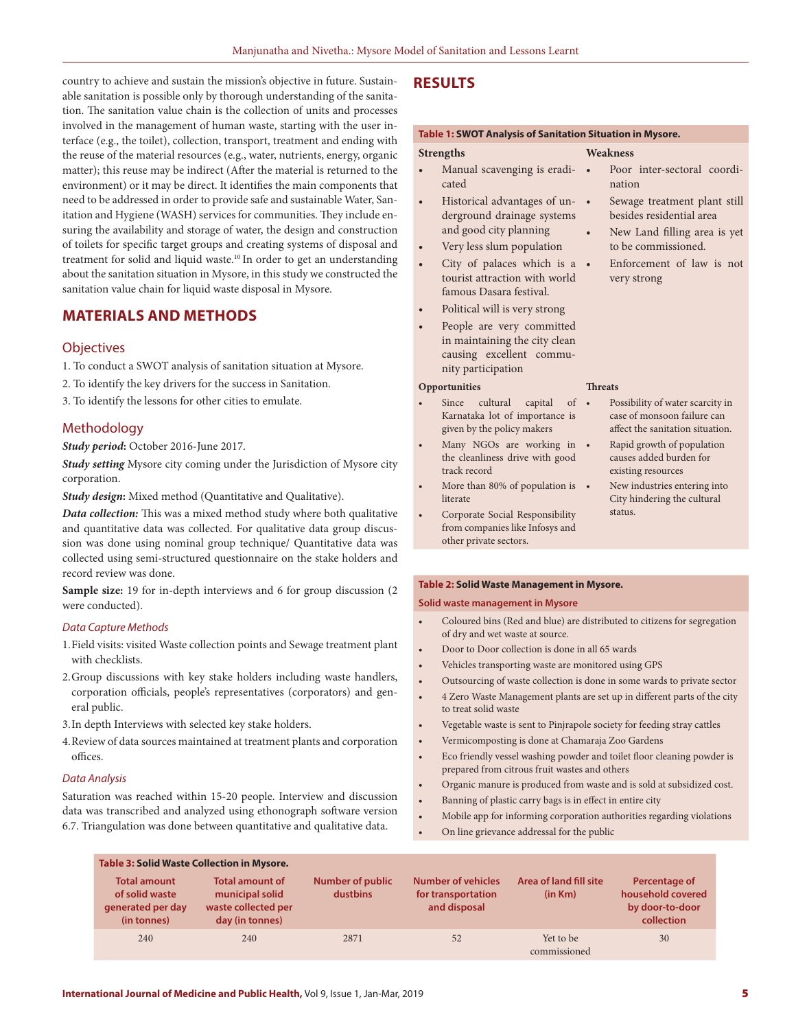country to achieve and sustain the mission's objective in future. Sustainable sanitation is possible only by thorough understanding of the sanitation. The sanitation value chain is the collection of units and processes involved in the management of human waste, starting with the user interface (e.g., the toilet), collection, transport, treatment and ending with the reuse of the material resources (e.g., water, nutrients, energy, organic matter); this reuse may be indirect (After the material is returned to the environment) or it may be direct. It identifies the main components that need to be addressed in order to provide safe and sustainable Water, Sanitation and Hygiene (WASH) services for communities. They include ensuring the availability and storage of water, the design and construction of toilets for specific target groups and creating systems of disposal and treatment for solid and liquid waste.[10] In order to get an understanding about the sanitation situation in Mysore, in this study we constructed the sanitation value chain for liquid waste disposal in Mysore.

## MATERIALS AND METHODS

### Objectives

1. To conduct a SWOT analysis of sanitation situation at Mysore.
2. To identify the key drivers for the success in Sanitation.
3. To identify the lessons for other cities to emulate.

### Methodology

***Study period*****:** October 2016-June 2017.

***Study setting*** Mysore city coming under the Jurisdiction of Mysore city corporation.

***Study design*****:** Mixed method (Quantitative and Qualitative).

***Data collection:*** This was a mixed method study where both qualitative and quantitative data was collected. For qualitative data group discussion was done using nominal group technique/ Quantitative data was collected using semi-structured questionnaire on the stake holders and record review was done.

**Sample size:** 19 for in-depth interviews and 6 for group discussion (2 were conducted).

#### *Data Capture Methods*

1. Field visits: visited Waste collection points and Sewage treatment plant with checklists.
2. Group discussions with key stake holders including waste handlers, corporation officials, people's representatives (corporators) and general public.
3. In depth Interviews with selected key stake holders.
4. Review of data sources maintained at treatment plants and corporation offices.

#### *Data Analysis*

Saturation was reached within 15-20 people. Interview and discussion data was transcribed and analyzed using ethonograph software version 6.7. Triangulation was done between quantitative and qualitative data.

## RESULTS

**Table 1: SWOT Analysis of Sanitation Situation in Mysore.**

| Strengths | Weakness |
|---|---|
| • Manual scavenging is eradicated<br>• Historical advantages of underground drainage systems and good city planning<br>• Very less slum population<br>• City of palaces which is a tourist attraction with world famous Dasara festival.<br>• Political will is very strong<br>• People are very committed in maintaining the city clean causing excellent community participation | • Poor inter-sectoral coordination<br>• Sewage treatment plant still besides residential area<br>• New Land filling area is yet to be commissioned.<br>• Enforcement of law is not very strong |
| **Opportunities** | **Threats** |
| • Since cultural capital of Karnataka lot of importance is given by the policy makers<br>• Many NGOs are working in the cleanliness drive with good track record<br>• More than 80% of population is literate<br>• Corporate Social Responsibility from companies like Infosys and other private sectors. | • Possibility of water scarcity in case of monsoon failure can affect the sanitation situation.<br>• Rapid growth of population causes added burden for existing resources<br>• New industries entering into City hindering the cultural status. |

**Table 2: Solid Waste Management in Mysore.**

| Solid waste management in Mysore |
|---|
| • Coloured bins (Red and blue) are distributed to citizens for segregation of dry and wet waste at source. |
| • Door to Door collection is done in all 65 wards |
| • Vehicles transporting waste are monitored using GPS |
| • Outsourcing of waste collection is done in some wards to private sector |
| • 4 Zero Waste Management plants are set up in different parts of the city to treat solid waste |
| • Vegetable waste is sent to Pinjrapole society for feeding stray cattles |
| • Vermicomposting is done at Chamaraja Zoo Gardens |
| • Eco friendly vessel washing powder and toilet floor cleaning powder is prepared from citrous fruit wastes and others |
| • Organic manure is produced from waste and is sold at subsidized cost. |
| • Banning of plastic carry bags is in effect in entire city |
| • Mobile app for informing corporation authorities regarding violations |
| • On line grievance addressal for the public |

**Table 3: Solid Waste Collection in Mysore.**

| Total amount of solid waste generated per day (in tonnes) | Total amount of municipal solid waste collected per day (in tonnes) | Number of public dustbins | Number of vehicles for transportation and disposal | Area of land fill site (in Km) | Percentage of household covered by door-to-door collection |
|---|---|---|---|---|---|
| 240 | 240 | 2871 | 52 | Yet to be commissioned | 30 |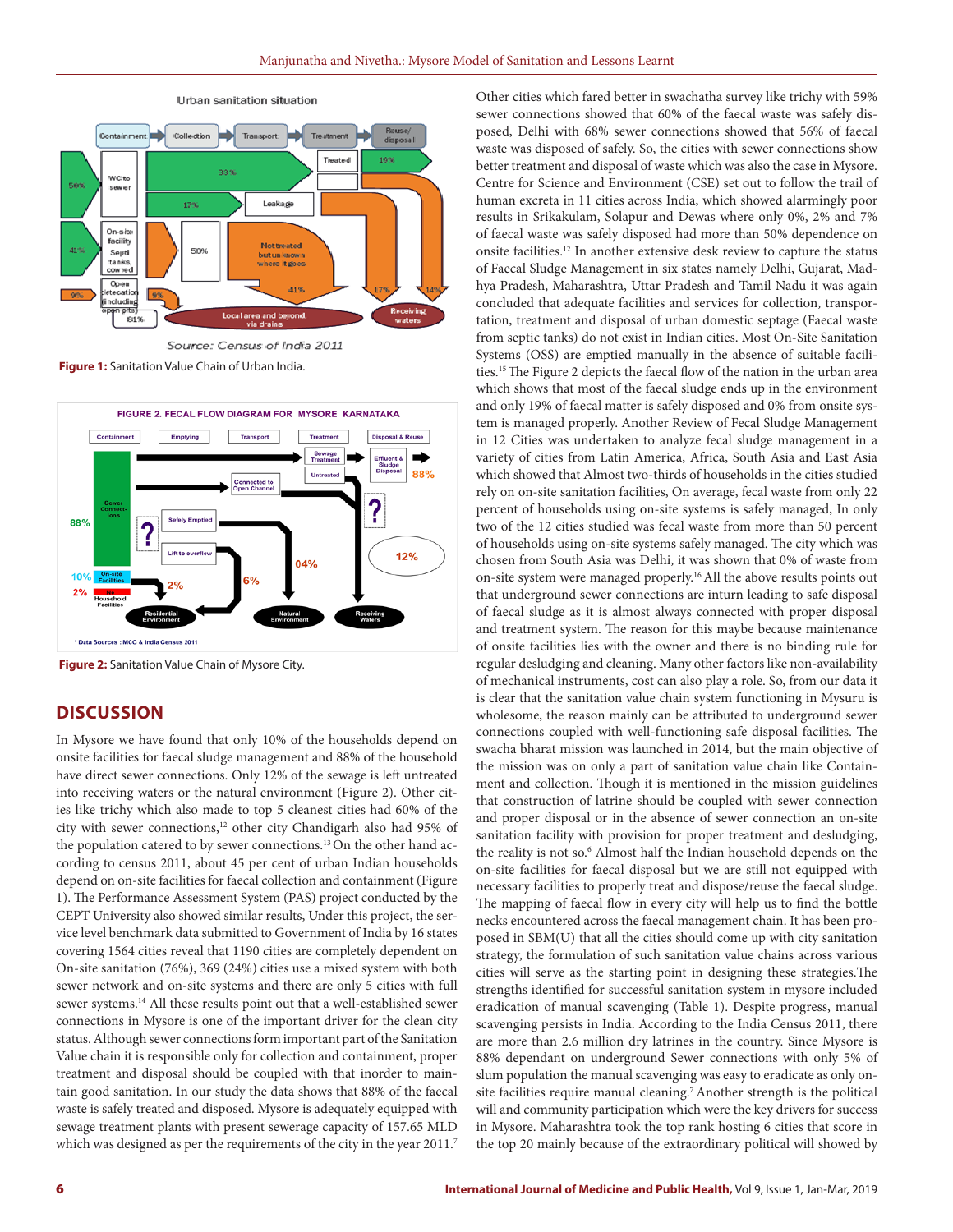Figure 1: Sanitation Value Chain of Urban India.

Figure 2: Sanitation Value Chain of Mysore City.

## DISCUSSION

In Mysore we have found that only 10% of the households depend on onsite facilities for faecal sludge management and 88% of the household have direct sewer connections. Only 12% of the sewage is left untreated into receiving waters or the natural environment (Figure 2). Other cities like trichy which also made to top 5 cleanest cities had 60% of the city with sewer connections,[12] other city Chandigarh also had 95% of the population catered to by sewer connections.[13] On the other hand according to census 2011, about 45 per cent of urban Indian households depend on on-site facilities for faecal collection and containment (Figure 1). The Performance Assessment System (PAS) project conducted by the CEPT University also showed similar results, Under this project, the service level benchmark data submitted to Government of India by 16 states covering 1564 cities reveal that 1190 cities are completely dependent on On-site sanitation (76%), 369 (24%) cities use a mixed system with both sewer network and on-site systems and there are only 5 cities with full sewer systems.[14] All these results point out that a well-established sewer connections in Mysore is one of the important driver for the clean city status. Although sewer connections form important part of the Sanitation Value chain it is responsible only for collection and containment, proper treatment and disposal should be coupled with that inorder to maintain good sanitation. In our study the data shows that 88% of the faecal waste is safely treated and disposed. Mysore is adequately equipped with sewage treatment plants with present sewerage capacity of 157.65 MLD which was designed as per the requirements of the city in the year 2011.[7]

Other cities which fared better in swachatha survey like trichy with 59% sewer connections showed that 60% of the faecal waste was safely disposed, Delhi with 68% sewer connections showed that 56% of faecal waste was disposed of safely. So, the cities with sewer connections show better treatment and disposal of waste which was also the case in Mysore. Centre for Science and Environment (CSE) set out to follow the trail of human excreta in 11 cities across India, which showed alarmingly poor results in Srikakulam, Solapur and Dewas where only 0%, 2% and 7% of faecal waste was safely disposed had more than 50% dependence on onsite facilities.[12] In another extensive desk review to capture the status of Faecal Sludge Management in six states namely Delhi, Gujarat, Madhya Pradesh, Maharashtra, Uttar Pradesh and Tamil Nadu it was again concluded that adequate facilities and services for collection, transportation, treatment and disposal of urban domestic septage (Faecal waste from septic tanks) do not exist in Indian cities. Most On-Site Sanitation Systems (OSS) are emptied manually in the absence of suitable facilities.[15] The Figure 2 depicts the faecal flow of the nation in the urban area which shows that most of the faecal sludge ends up in the environment and only 19% of faecal matter is safely disposed and 0% from onsite system is managed properly. Another Review of Fecal Sludge Management in 12 Cities was undertaken to analyze fecal sludge management in a variety of cities from Latin America, Africa, South Asia and East Asia which showed that Almost two-thirds of households in the cities studied rely on on-site sanitation facilities, On average, fecal waste from only 22 percent of households using on-site systems is safely managed, In only two of the 12 cities studied was fecal waste from more than 50 percent of households using on-site systems safely managed. The city which was chosen from South Asia was Delhi, it was shown that 0% of waste from on-site system were managed properly.[16] All the above results points out that underground sewer connections are inturn leading to safe disposal of faecal sludge as it is almost always connected with proper disposal and treatment system. The reason for this maybe because maintenance of onsite facilities lies with the owner and there is no binding rule for regular desludging and cleaning. Many other factors like non-availability of mechanical instruments, cost can also play a role. So, from our data it is clear that the sanitation value chain system functioning in Mysuru is wholesome, the reason mainly can be attributed to underground sewer connections coupled with well-functioning safe disposal facilities. The swacha bharat mission was launched in 2014, but the main objective of the mission was on only a part of sanitation value chain like Containment and collection. Though it is mentioned in the mission guidelines that construction of latrine should be coupled with sewer connection and proper disposal or in the absence of sewer connection an on-site sanitation facility with provision for proper treatment and desludging, the reality is not so.[6] Almost half the Indian household depends on the on-site facilities for faecal disposal but we are still not equipped with necessary facilities to properly treat and dispose/reuse the faecal sludge. The mapping of faecal flow in every city will help us to find the bottle necks encountered across the faecal management chain. It has been proposed in SBM(U) that all the cities should come up with city sanitation strategy, the formulation of such sanitation value chains across various cities will serve as the starting point in designing these strategies.The strengths identified for successful sanitation system in mysore included eradication of manual scavenging (Table 1). Despite progress, manual scavenging persists in India. According to the India Census 2011, there are more than 2.6 million dry latrines in the country. Since Mysore is 88% dependant on underground Sewer connections with only 5% of slum population the manual scavenging was easy to eradicate as only onsite facilities require manual cleaning.[7] Another strength is the political will and community participation which were the key drivers for success in Mysore. Maharashtra took the top rank hosting 6 cities that score in the top 20 mainly because of the extraordinary political will showed by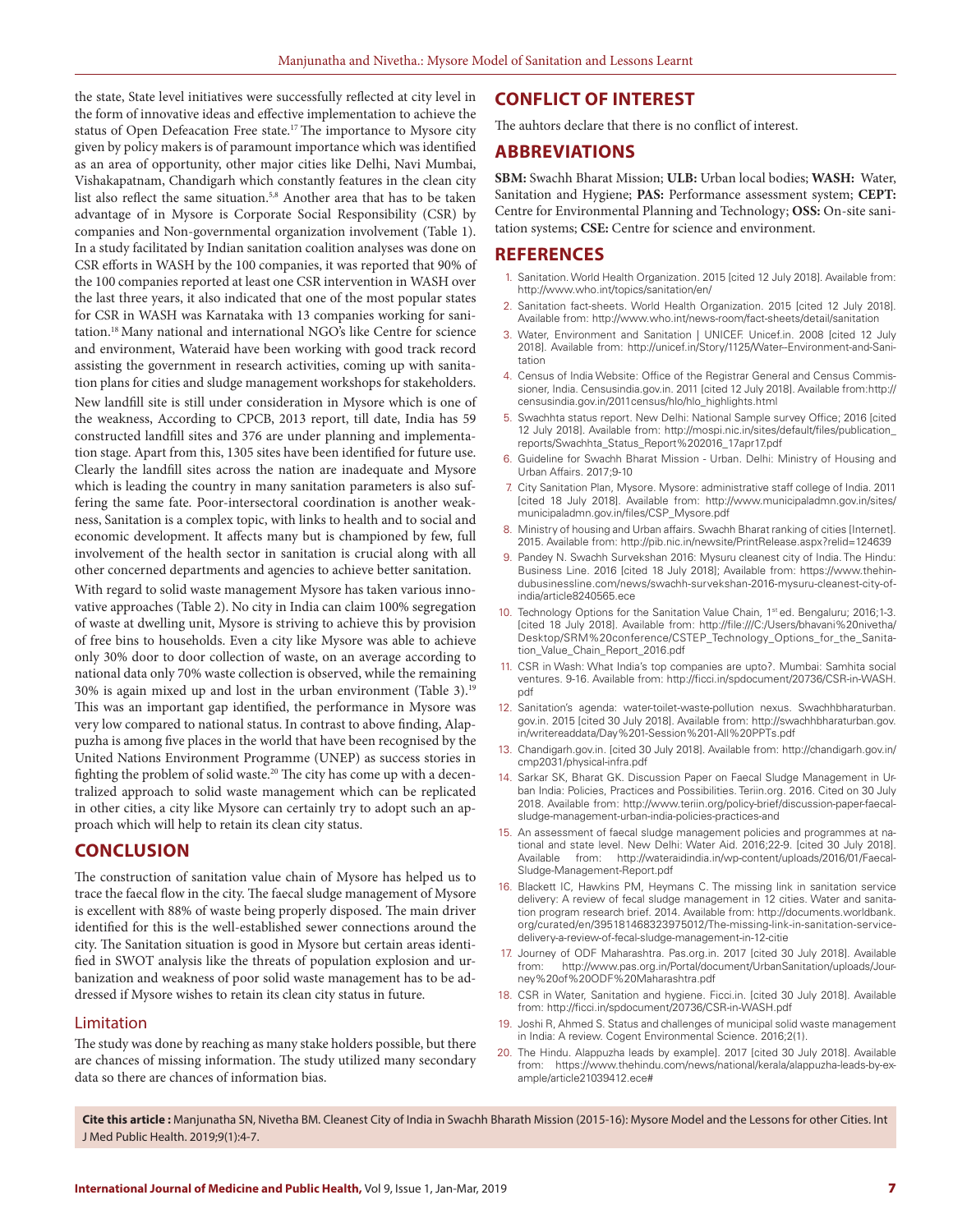the state, State level initiatives were successfully reflected at city level in the form of innovative ideas and effective implementation to achieve the status of Open Defeacation Free state.[17] The importance to Mysore city given by policy makers is of paramount importance which was identified as an area of opportunity, other major cities like Delhi, Navi Mumbai, Vishakapatnam, Chandigarh which constantly features in the clean city list also reflect the same situation.[5,8] Another area that has to be taken advantage of in Mysore is Corporate Social Responsibility (CSR) by companies and Non-governmental organization involvement (Table 1). In a study facilitated by Indian sanitation coalition analyses was done on CSR efforts in WASH by the 100 companies, it was reported that 90% of the 100 companies reported at least one CSR intervention in WASH over the last three years, it also indicated that one of the most popular states for CSR in WASH was Karnataka with 13 companies working for sanitation.[18] Many national and international NGO's like Centre for science and environment, Wateraid have been working with good track record assisting the government in research activities, coming up with sanitation plans for cities and sludge management workshops for stakeholders.

New landfill site is still under consideration in Mysore which is one of the weakness, According to CPCB, 2013 report, till date, India has 59 constructed landfill sites and 376 are under planning and implementation stage. Apart from this, 1305 sites have been identified for future use. Clearly the landfill sites across the nation are inadequate and Mysore which is leading the country in many sanitation parameters is also suffering the same fate. Poor-intersectoral coordination is another weakness, Sanitation is a complex topic, with links to health and to social and economic development. It affects many but is championed by few, full involvement of the health sector in sanitation is crucial along with all other concerned departments and agencies to achieve better sanitation.

With regard to solid waste management Mysore has taken various innovative approaches (Table 2). No city in India can claim 100% segregation of waste at dwelling unit, Mysore is striving to achieve this by provision of free bins to households. Even a city like Mysore was able to achieve only 30% door to door collection of waste, on an average according to national data only 70% waste collection is observed, while the remaining 30% is again mixed up and lost in the urban environment (Table 3).[19] This was an important gap identified, the performance in Mysore was very low compared to national status. In contrast to above finding, Alappuzha is among five places in the world that have been recognised by the United Nations Environment Programme (UNEP) as success stories in fighting the problem of solid waste.[20] The city has come up with a decentralized approach to solid waste management which can be replicated in other cities, a city like Mysore can certainly try to adopt such an approach which will help to retain its clean city status.

## CONCLUSION

The construction of sanitation value chain of Mysore has helped us to trace the faecal flow in the city. The faecal sludge management of Mysore is excellent with 88% of waste being properly disposed. The main driver identified for this is the well-established sewer connections around the city. The Sanitation situation is good in Mysore but certain areas identified in SWOT analysis like the threats of population explosion and urbanization and weakness of poor solid waste management has to be addressed if Mysore wishes to retain its clean city status in future.

### Limitation

The study was done by reaching as many stake holders possible, but there are chances of missing information. The study utilized many secondary data so there are chances of information bias.

## CONFLICT OF INTEREST

The auhtors declare that there is no conflict of interest.

## ABBREVIATIONS

**SBM:** Swachh Bharat Mission; **ULB:** Urban local bodies; **WASH:** Water, Sanitation and Hygiene; **PAS:** Performance assessment system; **CEPT:** Centre for Environmental Planning and Technology; **OSS:** On-site sanitation systems; **CSE:** Centre for science and environment.

## REFERENCES

1. Sanitation. World Health Organization. 2015 [cited 12 July 2018]. Available from: http://www.who.int/topics/sanitation/en/
2. Sanitation fact-sheets. World Health Organization. 2015 [cited 12 July 2018]. Available from: http://www.who.int/news-room/fact-sheets/detail/sanitation
3. Water, Environment and Sanitation | UNICEF. Unicef.in. 2008 [cited 12 July 2018]. Available from: http://unicef.in/Story/1125/Water--Environment-and-Sanitation
4. Census of India Website: Office of the Registrar General and Census Commissioner, India. Censusindia.gov.in. 2011 [cited 12 July 2018]. Available from:http://censusindia.gov.in/2011census/hlo/hlo_highlights.html
5. Swachhta status report. New Delhi: National Sample survey Office; 2016 [cited 12 July 2018]. Available from: http://mospi.nic.in/sites/default/files/publication_reports/Swachhta_Status_Report%202016_17apr17.pdf
6. Guideline for Swachh Bharat Mission - Urban. Delhi: Ministry of Housing and Urban Affairs. 2017;9-10
7. City Sanitation Plan, Mysore. Mysore: administrative staff college of India. 2011 [cited 18 July 2018]. Available from: http://www.municipaladmn.gov.in/sites/municipaladmn.gov.in/files/CSP_Mysore.pdf
8. Ministry of housing and Urban affairs. Swachh Bharat ranking of cities [Internet]. 2015. Available from: http://pib.nic.in/newsite/PrintRelease.aspx?relid=124639
9. Pandey N. Swachh Survekshan 2016: Mysuru cleanest city of India. The Hindu: Business Line. 2016 [cited 18 July 2018]; Available from: https://www.thehindubusinessline.com/news/swachh-survekshan-2016-mysuru-cleanest-city-of-india/article8240565.ece
10. Technology Options for the Sanitation Value Chain, 1st ed. Bengaluru; 2016;1-3. [cited 18 July 2018]. Available from: http://file:///C:/Users/bhavani%20nivetha/Desktop/SRM%20conference/CSTEP_Technology_Options_for_the_Sanitation_Value_Chain_Report_2016.pdf
11. CSR in Wash: What India's top companies are upto?. Mumbai: Samhita social ventures. 9-16. Available from: http://ficci.in/spdocument/20736/CSR-in-WASH.pdf
12. Sanitation's agenda: water-toilet-waste-pollution nexus. Swachhbharaturban.gov.in. 2015 [cited 30 July 2018]. Available from: http://swachhbharaturban.gov.in/writereaddata/Day%201-Session%201-All%20PPTs.pdf
13. Chandigarh.gov.in. [cited 30 July 2018]. Available from: http://chandigarh.gov.in/cmp2031/physical-infra.pdf
14. Sarkar SK, Bharat GK. Discussion Paper on Faecal Sludge Management in Urban India: Policies, Practices and Possibilities. Teriin.org. 2016. Cited on 30 July 2018. Available from: http://www.teriin.org/policy-brief/discussion-paper-faecal-sludge-management-urban-india-policies-practices-and
15. An assessment of faecal sludge management policies and programmes at national and state level. New Delhi: Water Aid. 2016;22-9. [cited 30 July 2018]. Available from: http://wateraidindia.in/wp-content/uploads/2016/01/Faecal-Sludge-Management-Report.pdf
16. Blackett IC, Hawkins PM, Heymans C. The missing link in sanitation service delivery: A review of fecal sludge management in 12 cities. Water and sanitation program research brief. 2014. Available from: http://documents.worldbank.org/curated/en/395181468323975012/The-missing-link-in-sanitation-service-delivery-a-review-of-fecal-sludge-management-in-12-citie
17. Journey of ODF Maharashtra. Pas.org.in. 2017 [cited 30 July 2018]. Available from: http://www.pas.org.in/Portal/document/UrbanSanitation/uploads/Journey%20of%20ODF%20Maharashtra.pdf
18. CSR in Water, Sanitation and hygiene. Ficci.in. [cited 30 July 2018]. Available from: http://ficci.in/spdocument/20736/CSR-in-WASH.pdf
19. Joshi R, Ahmed S. Status and challenges of municipal solid waste management in India: A review. Cogent Environmental Science. 2016;2(1).
20. The Hindu. Alappuzha leads by example]. 2017 [cited 30 July 2018]. Available from: https://www.thehindu.com/news/national/kerala/alappuzha-leads-by-example/article21039412.ece#

**Cite this article :** Manjunatha SN, Nivetha BM. Cleanest City of India in Swachh Bharath Mission (2015-16): Mysore Model and the Lessons for other Cities. Int J Med Public Health. 2019;9(1):4-7.